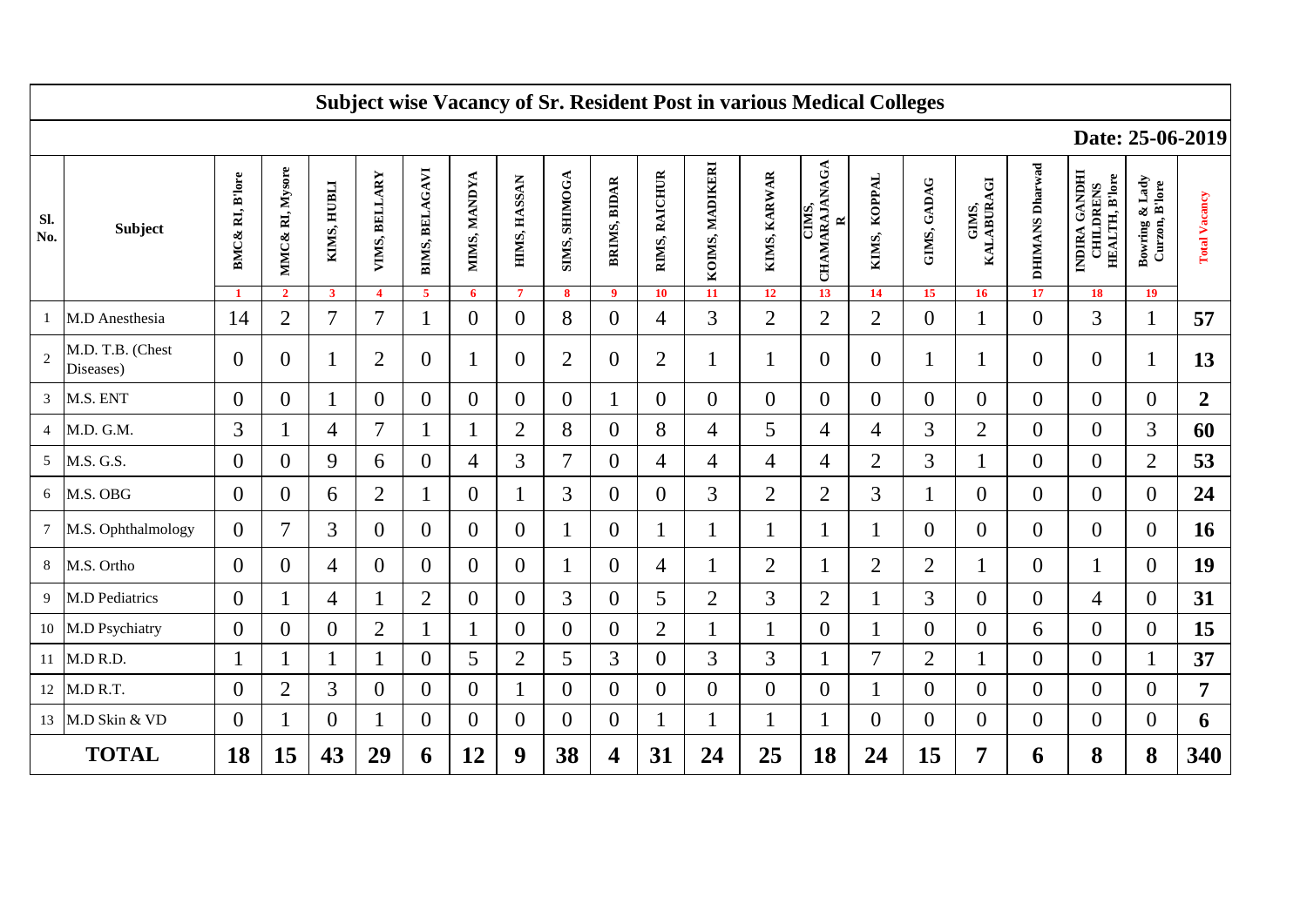# Subject wise Vacancy of Sr. Resident Post in various Medical Colleges

**Date: 25-06-2019**

| Sl. No. | Subject | BMC& RI, B'lore | MMC& RI, Mysore | KIMS, HUBLI | VIMS, BELLARY | BIMS, BELAGAVI | MIMS, MANDYA | HIMS, HASSAN | SIMS, SHIMOGA | BRIMS, BIDAR | RIMS, RAICHUR | KOIMS, MADIKERI | KIMS, KARWAR | CIMS, CHAMARAJANAGAR | KIMS, KOPPAL | GIMS, GADAG | GIMS, KALABURAGI | DHIMANS Dharwad | INDIRA GANDHI CHILDRENS HEALTH, B'lore | Bowring & Lady Curzon, B'lore | Total Vacancy |
|---|---|---|---|---|---|---|---|---|---|---|---|---|---|---|---|---|---|---|---|---|---|
| | | 1 | 2 | 3 | 4 | 5 | 6 | 7 | 8 | 9 | 10 | 11 | 12 | 13 | 14 | 15 | 16 | 17 | 18 | 19 | |
| 1 | M.D Anesthesia | 14 | 2 | 7 | 7 | 1 | 0 | 0 | 8 | 0 | 4 | 3 | 2 | 2 | 2 | 0 | 1 | 0 | 3 | 1 | 57 |
| 2 | M.D. T.B. (Chest Diseases) | 0 | 0 | 1 | 2 | 0 | 1 | 0 | 2 | 0 | 2 | 1 | 1 | 0 | 0 | 1 | 1 | 0 | 0 | 1 | 13 |
| 3 | M.S. ENT | 0 | 0 | 1 | 0 | 0 | 0 | 0 | 0 | 1 | 0 | 0 | 0 | 0 | 0 | 0 | 0 | 0 | 0 | 0 | 2 |
| 4 | M.D. G.M. | 3 | 1 | 4 | 7 | 1 | 1 | 2 | 8 | 0 | 8 | 4 | 5 | 4 | 4 | 3 | 2 | 0 | 0 | 3 | 60 |
| 5 | M.S. G.S. | 0 | 0 | 9 | 6 | 0 | 4 | 3 | 7 | 0 | 4 | 4 | 4 | 4 | 2 | 3 | 1 | 0 | 0 | 2 | 53 |
| 6 | M.S. OBG | 0 | 0 | 6 | 2 | 1 | 0 | 1 | 3 | 0 | 0 | 3 | 2 | 2 | 3 | 1 | 0 | 0 | 0 | 0 | 24 |
| 7 | M.S. Ophthalmology | 0 | 7 | 3 | 0 | 0 | 0 | 0 | 1 | 0 | 1 | 1 | 1 | 1 | 1 | 0 | 0 | 0 | 0 | 0 | 16 |
| 8 | M.S. Ortho | 0 | 0 | 4 | 0 | 0 | 0 | 0 | 1 | 0 | 4 | 1 | 2 | 1 | 2 | 2 | 1 | 0 | 1 | 0 | 19 |
| 9 | M.D Pediatrics | 0 | 1 | 4 | 1 | 2 | 0 | 0 | 3 | 0 | 5 | 2 | 3 | 2 | 1 | 3 | 0 | 0 | 4 | 0 | 31 |
| 10 | M.D Psychiatry | 0 | 0 | 0 | 2 | 1 | 1 | 0 | 0 | 0 | 2 | 1 | 1 | 0 | 1 | 0 | 0 | 6 | 0 | 0 | 15 |
| 11 | M.D R.D. | 1 | 1 | 1 | 1 | 0 | 5 | 2 | 5 | 3 | 0 | 3 | 3 | 1 | 7 | 2 | 1 | 0 | 0 | 1 | 37 |
| 12 | M.D R.T. | 0 | 2 | 3 | 0 | 0 | 0 | 1 | 0 | 0 | 0 | 0 | 0 | 0 | 1 | 0 | 0 | 0 | 0 | 0 | 7 |
| 13 | M.D Skin & VD | 0 | 1 | 0 | 1 | 0 | 0 | 0 | 0 | 0 | 1 | 1 | 1 | 1 | 0 | 0 | 0 | 0 | 0 | 0 | 6 |
| **TOTAL** | | **18** | **15** | **43** | **29** | **6** | **12** | **9** | **38** | **4** | **31** | **24** | **25** | **18** | **24** | **15** | **7** | **6** | **8** | **8** | **340** |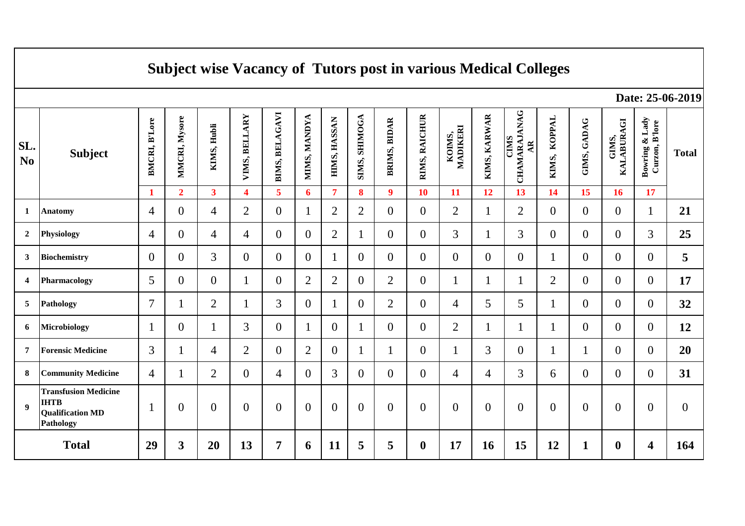# Subject wise Vacancy of Tutors post in various Medical Colleges

**Date: 25-06-2019**

| SL. No | Subject | BMCRI, B'Lore | MMCRI, Mysore | KIMS, Hubli | VIMS, BELLARY | BIMS, BELAGAVI | MIMS, MANDYA | HIMS, HASSAN | SIMS, SHIMOGA | BRIMS, BIDAR | RIMS, RAICHUR | KOIMS, MADIKERI | KIMS, KARWAR | CIMS CHAMARAJANAGAR | KIMS, KOPPAL | GIMS, GADAG | GIMS, KALABURAGI | Bowring & Lady Curzon, B'lore | Total |
|---|---|---|---|---|---|---|---|---|---|---|---|---|---|---|---|---|---|---|---|
| | | 1 | 2 | 3 | 4 | 5 | 6 | 7 | 8 | 9 | 10 | 11 | 12 | 13 | 14 | 15 | 16 | 17 | |
| 1 | Anatomy | 4 | 0 | 4 | 2 | 0 | 1 | 2 | 2 | 0 | 0 | 2 | 1 | 2 | 0 | 0 | 0 | 1 | 21 |
| 2 | Physiology | 4 | 0 | 4 | 4 | 0 | 0 | 2 | 1 | 0 | 0 | 3 | 1 | 3 | 0 | 0 | 0 | 3 | 25 |
| 3 | Biochemistry | 0 | 0 | 3 | 0 | 0 | 0 | 1 | 0 | 0 | 0 | 0 | 0 | 0 | 1 | 0 | 0 | 0 | 5 |
| 4 | Pharmacology | 5 | 0 | 0 | 1 | 0 | 2 | 2 | 0 | 2 | 0 | 1 | 1 | 1 | 2 | 0 | 0 | 0 | 17 |
| 5 | Pathology | 7 | 1 | 2 | 1 | 3 | 0 | 1 | 0 | 2 | 0 | 4 | 5 | 5 | 1 | 0 | 0 | 0 | 32 |
| 6 | Microbiology | 1 | 0 | 1 | 3 | 0 | 1 | 0 | 1 | 0 | 0 | 2 | 1 | 1 | 1 | 0 | 0 | 0 | 12 |
| 7 | Forensic Medicine | 3 | 1 | 4 | 2 | 0 | 2 | 0 | 1 | 1 | 0 | 1 | 3 | 0 | 1 | 1 | 0 | 0 | 20 |
| 8 | Community Medicine | 4 | 1 | 2 | 0 | 4 | 0 | 3 | 0 | 0 | 0 | 4 | 4 | 3 | 6 | 0 | 0 | 0 | 31 |
| 9 | Transfusion Medicine IHTB Qualification MD Pathology | 1 | 0 | 0 | 0 | 0 | 0 | 0 | 0 | 0 | 0 | 0 | 0 | 0 | 0 | 0 | 0 | 0 | 0 |
| **Total** | | **29** | **3** | **20** | **13** | **7** | **6** | **11** | **5** | **5** | **0** | **17** | **16** | **15** | **12** | **1** | **0** | **4** | **164** |